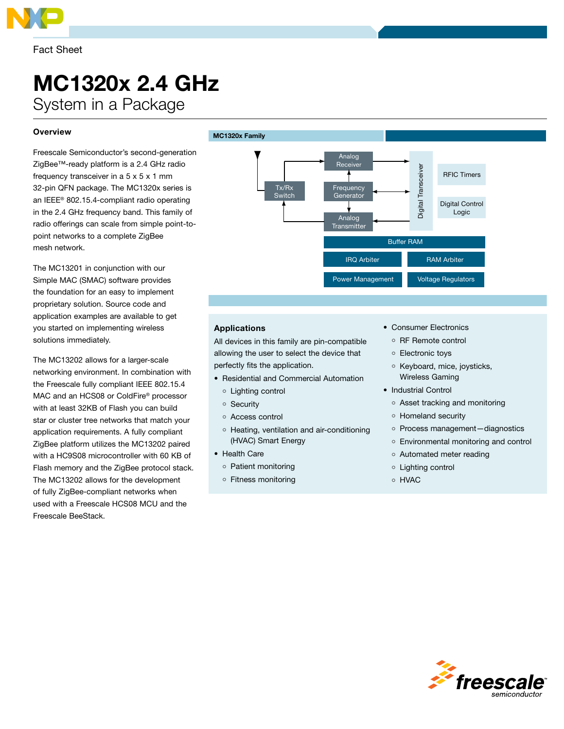Fact Sheet

# MC1320x 2.4 GHz

## System in a Package

### Overview

Freescale Semiconductor's second-generation ZigBee™-ready platform is a 2.4 GHz radio frequency transceiver in a 5 x 5 x 1 mm 32-pin QFN package. The MC1320x series is an IEEE® 802.15.4-compliant radio operating in the 2.4 GHz frequency band. This family of radio offerings can scale from simple point-to-point networks to a complete ZigBee mesh network.

The MC13201 in conjunction with our Simple MAC (SMAC) software provides the foundation for an easy to implement proprietary solution. Source code and application examples are available to get you started on implementing wireless solutions immediately.

The MC13202 allows for a larger-scale networking environment. In combination with the Freescale fully compliant IEEE 802.15.4 MAC and an HCS08 or ColdFire® processor with at least 32KB of Flash you can build star or cluster tree networks that match your application requirements. A fully compliant ZigBee platform utilizes the MC13202 paired with a HC9S08 microcontroller with 60 KB of Flash memory and the ZigBee protocol stack. The MC13202 allows for the development of fully ZigBee-compliant networks when used with a Freescale HCS08 MCU and the Freescale BeeStack.

**MC1320x Family**

Tx/Rx Switch | Analog Receiver | Frequency Generator | Analog Transmitter | Digital Transceiver | RFIC Timers | Digital Control Logic | Buffer RAM | IRQ Arbiter | RAM Arbiter | Power Management | Voltage Regulators

### Applications

All devices in this family are pin-compatible allowing the user to select the device that perfectly fits the application.

- Residential and Commercial Automation
  - Lighting control
  - Security
  - Access control
  - Heating, ventilation and air-conditioning (HVAC) Smart Energy
- Health Care
  - Patient monitoring
  - Fitness monitoring
- Consumer Electronics
  - RF Remote control
  - Electronic toys
  - Keyboard, mice, joysticks, Wireless Gaming
- Industrial Control
  - Asset tracking and monitoring
  - Homeland security
  - Process management—diagnostics
  - Environmental monitoring and control
  - Automated meter reading
  - Lighting control
  - HVAC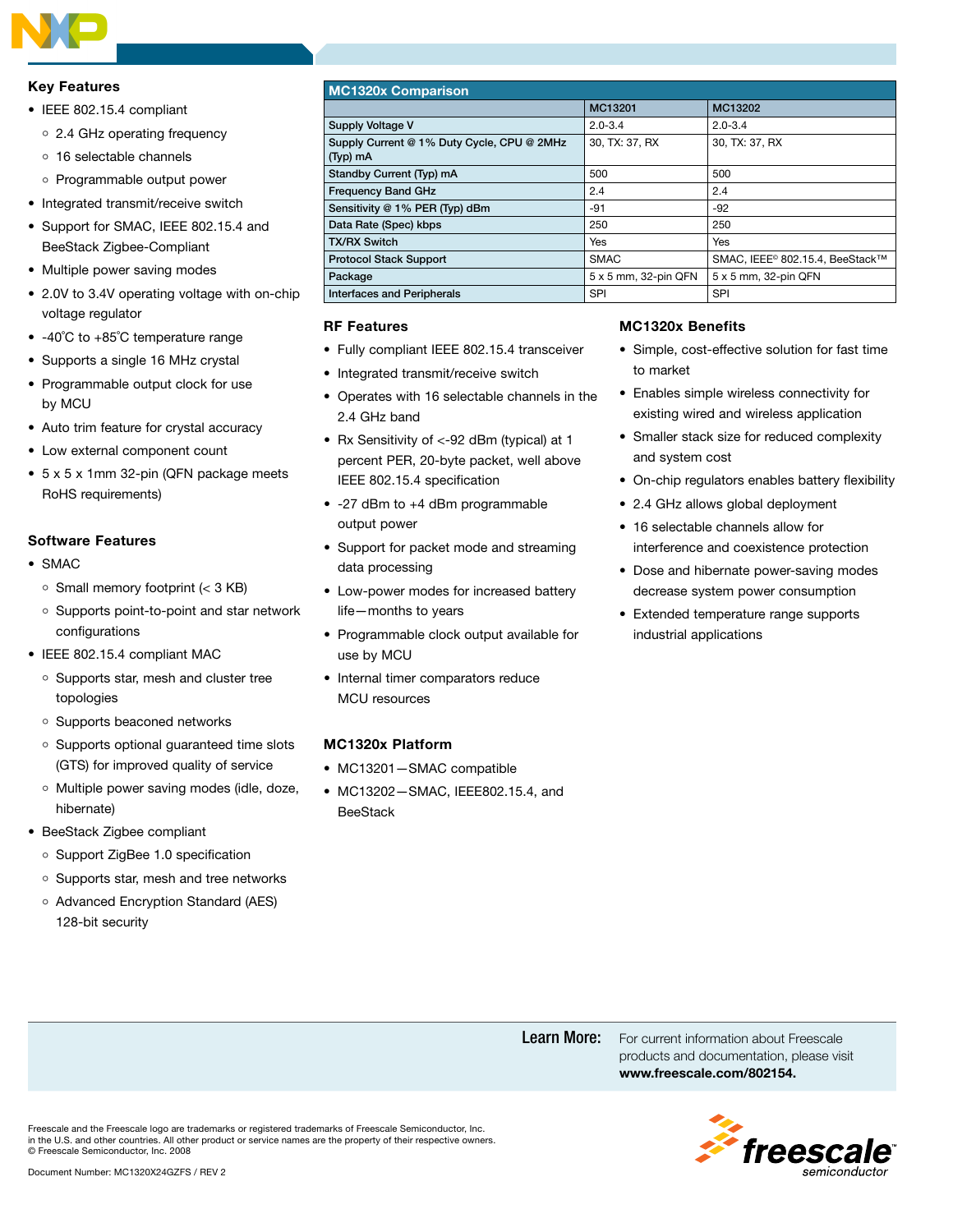## Key Features

- IEEE 802.15.4 compliant
  - 2.4 GHz operating frequency
  - 16 selectable channels
  - Programmable output power
- Integrated transmit/receive switch
- Support for SMAC, IEEE 802.15.4 and BeeStack Zigbee-Compliant
- Multiple power saving modes
- 2.0V to 3.4V operating voltage with on-chip voltage regulator
- -40˚C to +85˚C temperature range
- Supports a single 16 MHz crystal
- Programmable output clock for use by MCU
- Auto trim feature for crystal accuracy
- Low external component count
- 5 x 5 x 1mm 32-pin (QFN package meets RoHS requirements)

## Software Features

- SMAC
  - Small memory footprint (< 3 KB)
  - Supports point-to-point and star network configurations
- IEEE 802.15.4 compliant MAC
  - Supports star, mesh and cluster tree topologies
  - Supports beaconed networks
  - Supports optional guaranteed time slots (GTS) for improved quality of service
  - Multiple power saving modes (idle, doze, hibernate)
- BeeStack Zigbee compliant
  - Support ZigBee 1.0 specification
  - Supports star, mesh and tree networks
  - Advanced Encryption Standard (AES) 128-bit security

## MC1320x Comparison

| | MC13201 | MC13202 |
|---|---|---|
| Supply Voltage V | 2.0-3.4 | 2.0-3.4 |
| Supply Current @ 1% Duty Cycle, CPU @ 2MHz (Typ) mA | 30, TX: 37, RX | 30, TX: 37, RX |
| Standby Current (Typ) mA | 500 | 500 |
| Frequency Band GHz | 2.4 | 2.4 |
| Sensitivity @ 1% PER (Typ) dBm | -91 | -92 |
| Data Rate (Spec) kbps | 250 | 250 |
| TX/RX Switch | Yes | Yes |
| Protocol Stack Support | SMAC | SMAC, IEEE© 802.15.4, BeeStack™ |
| Package | 5 x 5 mm, 32-pin QFN | 5 x 5 mm, 32-pin QFN |
| Interfaces and Peripherals | SPI | SPI |

## RF Features

- Fully compliant IEEE 802.15.4 transceiver
- Integrated transmit/receive switch
- Operates with 16 selectable channels in the 2.4 GHz band
- Rx Sensitivity of <-92 dBm (typical) at 1 percent PER, 20-byte packet, well above IEEE 802.15.4 specification
- -27 dBm to +4 dBm programmable output power
- Support for packet mode and streaming data processing
- Low-power modes for increased battery life—months to years
- Programmable clock output available for use by MCU
- Internal timer comparators reduce MCU resources

## MC1320x Platform

- MC13201—SMAC compatible
- MC13202—SMAC, IEEE802.15.4, and BeeStack

## MC1320x Benefits

- Simple, cost-effective solution for fast time to market
- Enables simple wireless connectivity for existing wired and wireless application
- Smaller stack size for reduced complexity and system cost
- On-chip regulators enables battery flexibility
- 2.4 GHz allows global deployment
- 16 selectable channels allow for interference and coexistence protection
- Dose and hibernate power-saving modes decrease system power consumption
- Extended temperature range supports industrial applications

**Learn More:** For current information about Freescale products and documentation, please visit **www.freescale.com/802154.**

Freescale and the Freescale logo are trademarks or registered trademarks of Freescale Semiconductor, Inc. in the U.S. and other countries. All other product or service names are the property of their respective owners.
© Freescale Semiconductor, Inc. 2008

Document Number: MC1320X24GZFS / REV 2